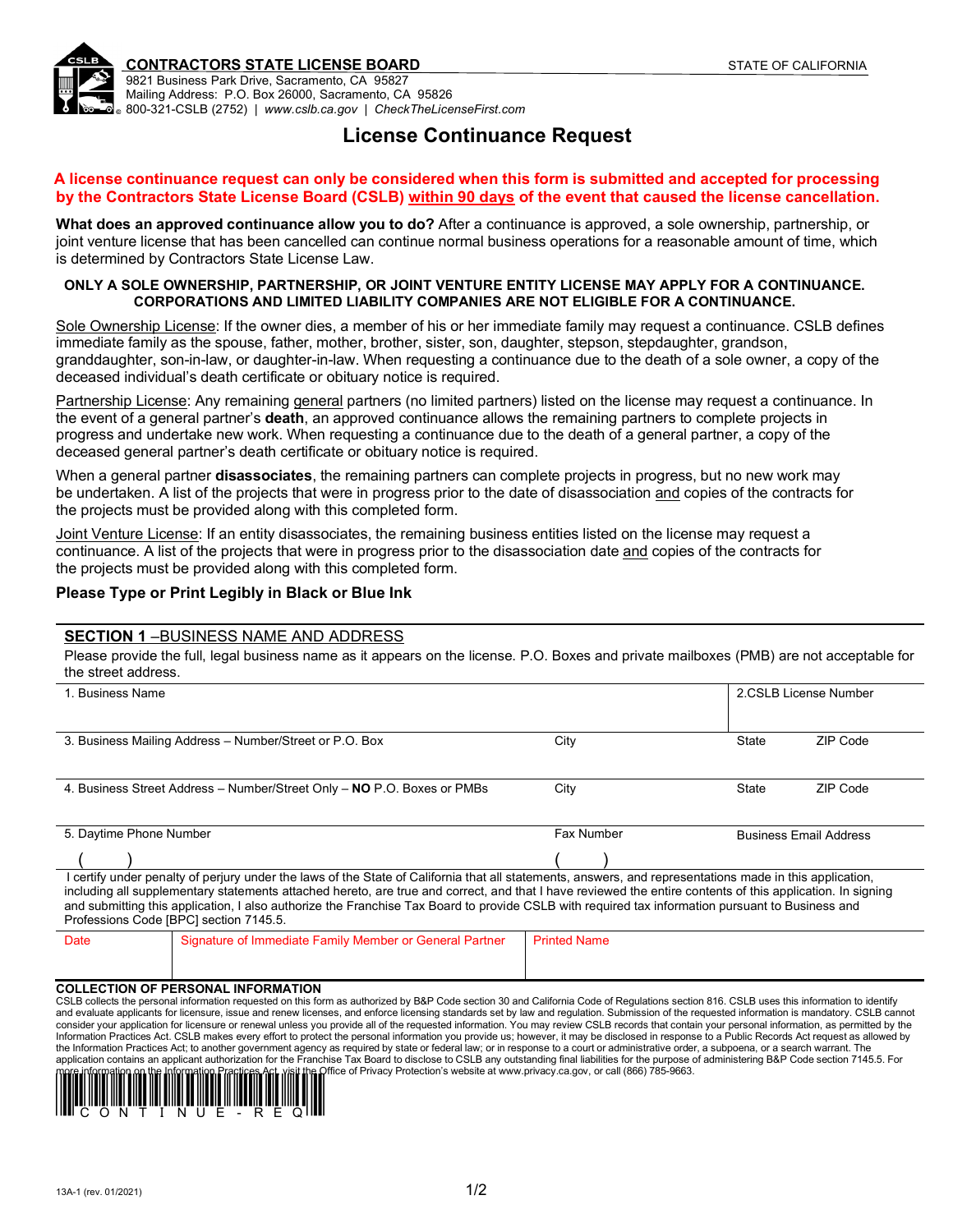**CONTRACTORS STATE LICENSE BOARD**
9821 Business Park Drive, Sacramento, CA 95827
Mailing Address: P.O. Box 26000, Sacramento, CA 95826
800-321-CSLB (2752) | *www.cslb.ca.gov* | *CheckTheLicenseFirst.com*

STATE OF CALIFORNIA

# License Continuance Request

**A license continuance request can only be considered when this form is submitted and accepted for processing by the Contractors State License Board (CSLB) within 90 days of the event that caused the license cancellation.**

**What does an approved continuance allow you to do?** After a continuance is approved, a sole ownership, partnership, or joint venture license that has been cancelled can continue normal business operations for a reasonable amount of time, which is determined by Contractors State License Law.

**ONLY A SOLE OWNERSHIP, PARTNERSHIP, OR JOINT VENTURE ENTITY LICENSE MAY APPLY FOR A CONTINUANCE. CORPORATIONS AND LIMITED LIABILITY COMPANIES ARE NOT ELIGIBLE FOR A CONTINUANCE.**

Sole Ownership License: If the owner dies, a member of his or her immediate family may request a continuance. CSLB defines immediate family as the spouse, father, mother, brother, sister, son, daughter, stepson, stepdaughter, grandson, granddaughter, son-in-law, or daughter-in-law. When requesting a continuance due to the death of a sole owner, a copy of the deceased individual's death certificate or obituary notice is required.

Partnership License: Any remaining general partners (no limited partners) listed on the license may request a continuance. In the event of a general partner's **death**, an approved continuance allows the remaining partners to complete projects in progress and undertake new work. When requesting a continuance due to the death of a general partner, a copy of the deceased general partner's death certificate or obituary notice is required.

When a general partner **disassociates**, the remaining partners can complete projects in progress, but no new work may be undertaken. A list of the projects that were in progress prior to the date of disassociation and copies of the contracts for the projects must be provided along with this completed form.

Joint Venture License: If an entity disassociates, the remaining business entities listed on the license may request a continuance. A list of the projects that were in progress prior to the disassociation date and copies of the contracts for the projects must be provided along with this completed form.

**Please Type or Print Legibly in Black or Blue Ink**

## SECTION 1 –BUSINESS NAME AND ADDRESS

Please provide the full, legal business name as it appears on the license. P.O. Boxes and private mailboxes (PMB) are not acceptable for the street address.

| 1. Business Name | | 2.CSLB License Number | |
|---|---|---|---|
| 3. Business Mailing Address – Number/Street or P.O. Box | City | State | ZIP Code |
| 4. Business Street Address – Number/Street Only – **NO** P.O. Boxes or PMBs | City | State | ZIP Code |
| 5. Daytime Phone Number ( ) | Fax Number ( ) | Business Email Address | |

I certify under penalty of perjury under the laws of the State of California that all statements, answers, and representations made in this application, including all supplementary statements attached hereto, are true and correct, and that I have reviewed the entire contents of this application. In signing and submitting this application, I also authorize the Franchise Tax Board to provide CSLB with required tax information pursuant to Business and Professions Code [BPC] section 7145.5.

| Date | Signature of Immediate Family Member or General Partner | Printed Name |
|---|---|---|
| | | |

**COLLECTION OF PERSONAL INFORMATION**

CSLB collects the personal information requested on this form as authorized by B&P Code section 30 and California Code of Regulations section 816. CSLB uses this information to identify and evaluate applicants for licensure, issue and renew licenses, and enforce licensing standards set by law and regulation. Submission of the requested information is mandatory. CSLB cannot consider your application for licensure or renewal unless you provide all of the requested information. You may review CSLB records that contain your personal information, as permitted by the Information Practices Act. CSLB makes every effort to protect the personal information you provide us; however, it may be disclosed in response to a Public Records Act request as allowed by the Information Practices Act; to another government agency as required by state or federal law; or in response to a court or administrative order, a subpoena, or a search warrant. The application contains an applicant authorization for the Franchise Tax Board to disclose to CSLB any outstanding final liabilities for the purpose of administering B&P Code section 7145.5. For more information on the Information Practices Act, visit the Office of Privacy Protection's website at www.privacy.ca.gov, or call (866) 785-9663.

CONTINUE-REQ

13A-1 (rev. 01/2021)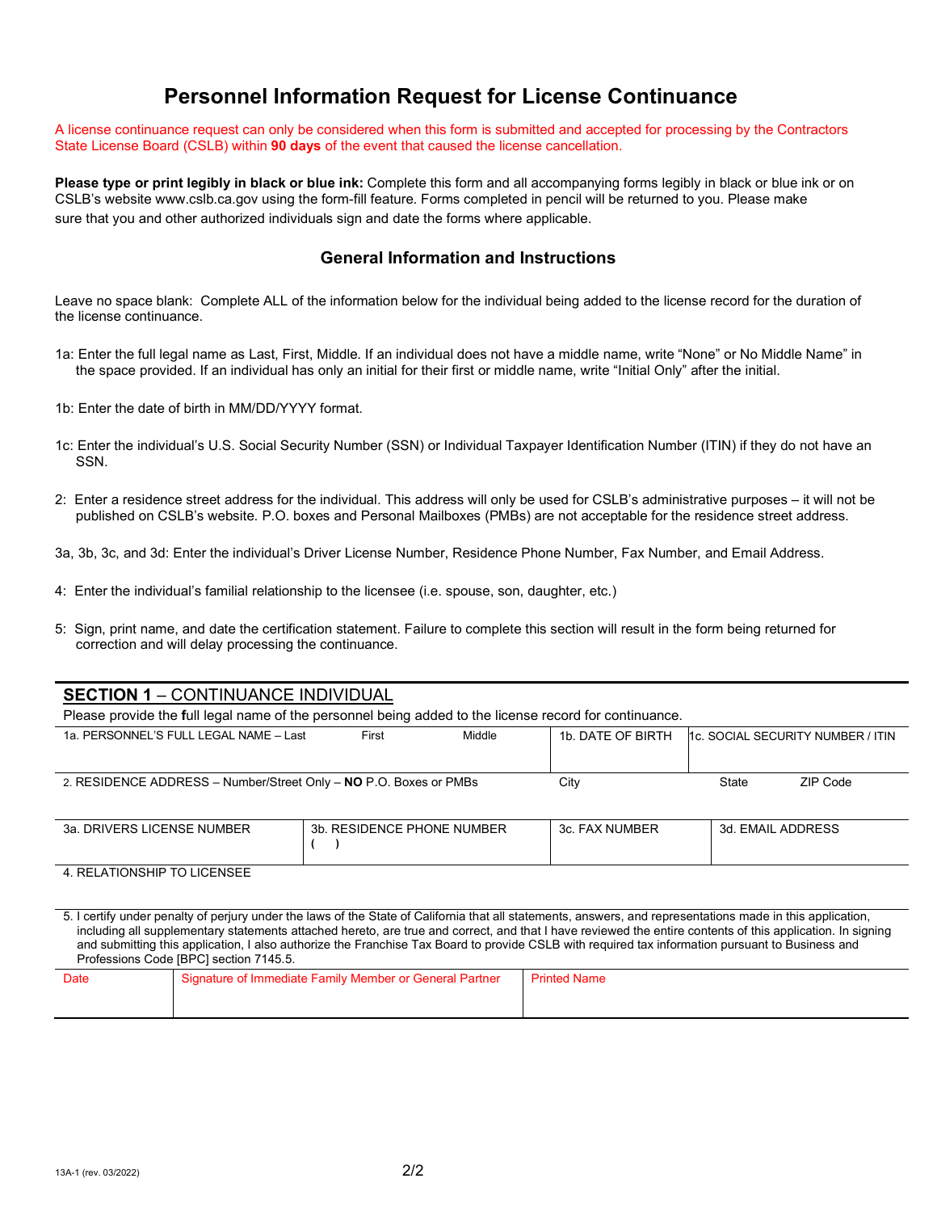# Personnel Information Request for License Continuance

A license continuance request can only be considered when this form is submitted and accepted for processing by the Contractors State License Board (CSLB) within **90 days** of the event that caused the license cancellation.

**Please type or print legibly in black or blue ink:** Complete this form and all accompanying forms legibly in black or blue ink or on CSLB's website www.cslb.ca.gov using the form-fill feature. Forms completed in pencil will be returned to you. Please make sure that you and other authorized individuals sign and date the forms where applicable.

## General Information and Instructions

Leave no space blank: Complete ALL of the information below for the individual being added to the license record for the duration of the license continuance.

1a: Enter the full legal name as Last, First, Middle. If an individual does not have a middle name, write "None" or No Middle Name" in the space provided. If an individual has only an initial for their first or middle name, write "Initial Only" after the initial.

1b: Enter the date of birth in MM/DD/YYYY format.

1c: Enter the individual's U.S. Social Security Number (SSN) or Individual Taxpayer Identification Number (ITIN) if they do not have an SSN.

2: Enter a residence street address for the individual. This address will only be used for CSLB's administrative purposes – it will not be published on CSLB's website. P.O. boxes and Personal Mailboxes (PMBs) are not acceptable for the residence street address.

3a, 3b, 3c, and 3d: Enter the individual's Driver License Number, Residence Phone Number, Fax Number, and Email Address.

4: Enter the individual's familial relationship to the licensee (i.e. spouse, son, daughter, etc.)

5: Sign, print name, and date the certification statement. Failure to complete this section will result in the form being returned for correction and will delay processing the continuance.

## SECTION 1 – CONTINUANCE INDIVIDUAL

Please provide the **f**ull legal name of the personnel being added to the license record for continuance.

| | | | | |
|---|---|---|---|---|
| 1a. PERSONNEL'S FULL LEGAL NAME – Last | First | Middle | 1b. DATE OF BIRTH | 1c. SOCIAL SECURITY NUMBER / ITIN |
| 2. RESIDENCE ADDRESS – Number/Street Only – **NO** P.O. Boxes or PMBs | | City | State | ZIP Code |
| 3a. DRIVERS LICENSE NUMBER | 3b. RESIDENCE PHONE NUMBER ( ) | 3c. FAX NUMBER | 3d. EMAIL ADDRESS | |
| 4. RELATIONSHIP TO LICENSEE | | | | |

5. I certify under penalty of perjury under the laws of the State of California that all statements, answers, and representations made in this application, including all supplementary statements attached hereto, are true and correct, and that I have reviewed the entire contents of this application. In signing and submitting this application, I also authorize the Franchise Tax Board to provide CSLB with required tax information pursuant to Business and Professions Code [BPC] section 7145.5.

| Date | Signature of Immediate Family Member or General Partner | Printed Name |
|---|---|---|
| | | |

13A-1 (rev. 03/2022)